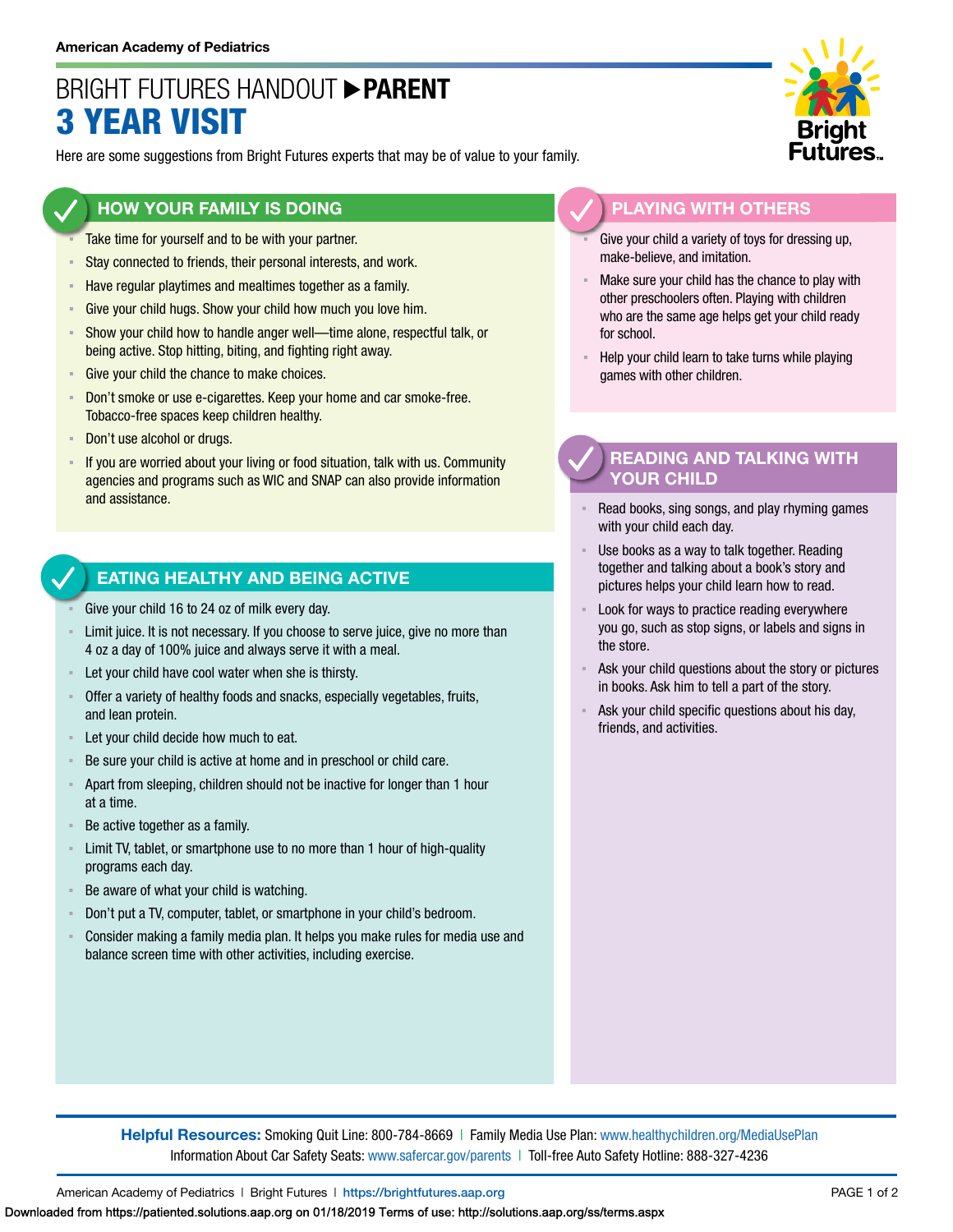American Academy of Pediatrics

# BRIGHT FUTURES HANDOUT ▶ PARENT
# 3 YEAR VISIT

Here are some suggestions from Bright Futures experts that may be of value to your family.

## HOW YOUR FAMILY IS DOING

- Take time for yourself and to be with your partner.
- Stay connected to friends, their personal interests, and work.
- Have regular playtimes and mealtimes together as a family.
- Give your child hugs. Show your child how much you love him.
- Show your child how to handle anger well—time alone, respectful talk, or being active. Stop hitting, biting, and fighting right away.
- Give your child the chance to make choices.
- Don't smoke or use e-cigarettes. Keep your home and car smoke-free. Tobacco-free spaces keep children healthy.
- Don't use alcohol or drugs.
- If you are worried about your living or food situation, talk with us. Community agencies and programs such as WIC and SNAP can also provide information and assistance.

## EATING HEALTHY AND BEING ACTIVE

- Give your child 16 to 24 oz of milk every day.
- Limit juice. It is not necessary. If you choose to serve juice, give no more than 4 oz a day of 100% juice and always serve it with a meal.
- Let your child have cool water when she is thirsty.
- Offer a variety of healthy foods and snacks, especially vegetables, fruits, and lean protein.
- Let your child decide how much to eat.
- Be sure your child is active at home and in preschool or child care.
- Apart from sleeping, children should not be inactive for longer than 1 hour at a time.
- Be active together as a family.
- Limit TV, tablet, or smartphone use to no more than 1 hour of high-quality programs each day.
- Be aware of what your child is watching.
- Don't put a TV, computer, tablet, or smartphone in your child's bedroom.
- Consider making a family media plan. It helps you make rules for media use and balance screen time with other activities, including exercise.

## PLAYING WITH OTHERS

- Give your child a variety of toys for dressing up, make-believe, and imitation.
- Make sure your child has the chance to play with other preschoolers often. Playing with children who are the same age helps get your child ready for school.
- Help your child learn to take turns while playing games with other children.

## READING AND TALKING WITH YOUR CHILD

- Read books, sing songs, and play rhyming games with your child each day.
- Use books as a way to talk together. Reading together and talking about a book's story and pictures helps your child learn how to read.
- Look for ways to practice reading everywhere you go, such as stop signs, or labels and signs in the store.
- Ask your child questions about the story or pictures in books. Ask him to tell a part of the story.
- Ask your child specific questions about his day, friends, and activities.

**Helpful Resources:** Smoking Quit Line: 800-784-8669 | Family Media Use Plan: www.healthychildren.org/MediaUsePlan
Information About Car Safety Seats: www.safercar.gov/parents | Toll-free Auto Safety Hotline: 888-327-4236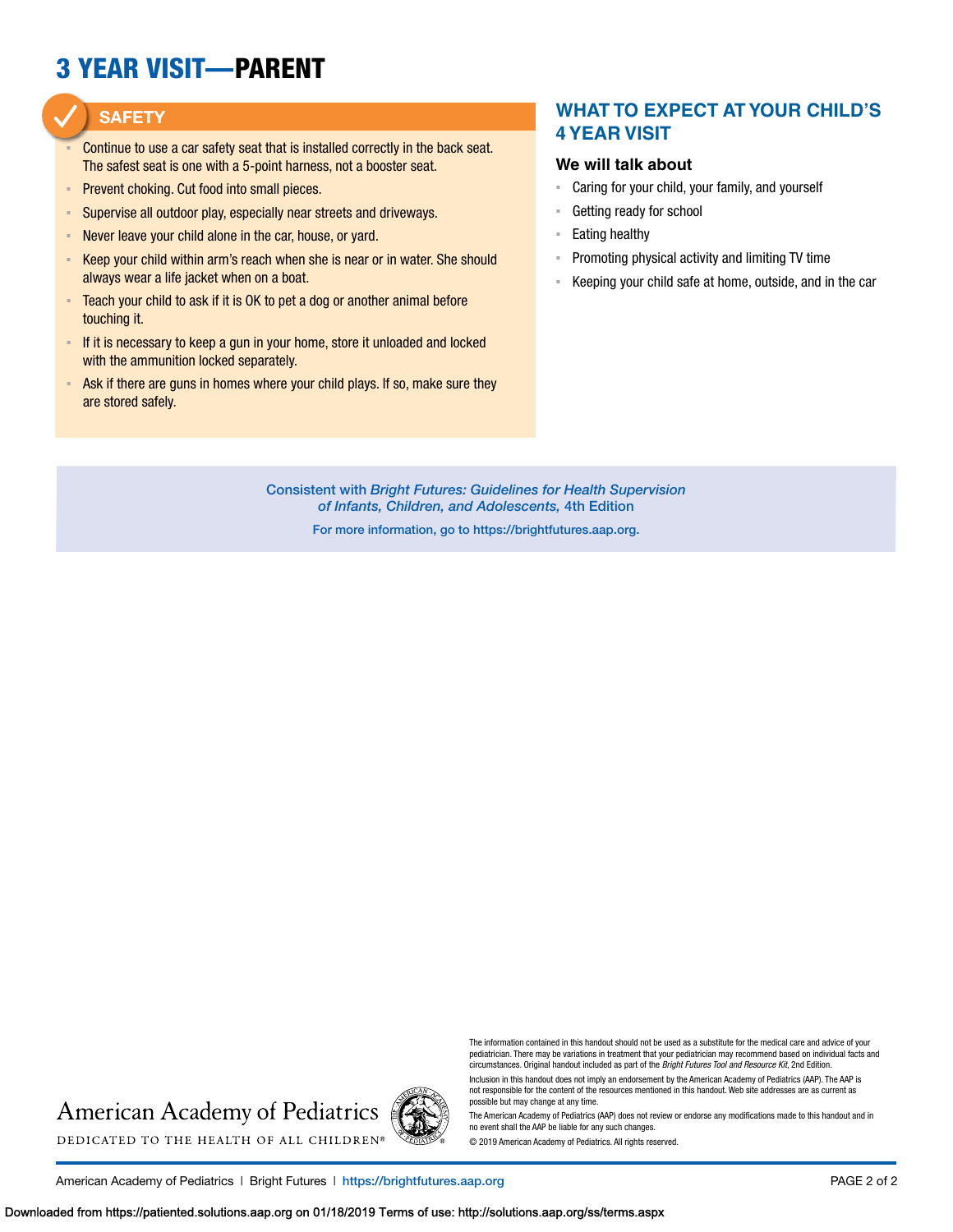# 3 YEAR VISIT—PARENT

## SAFETY

- Continue to use a car safety seat that is installed correctly in the back seat. The safest seat is one with a 5-point harness, not a booster seat.
- Prevent choking. Cut food into small pieces.
- Supervise all outdoor play, especially near streets and driveways.
- Never leave your child alone in the car, house, or yard.
- Keep your child within arm's reach when she is near or in water. She should always wear a life jacket when on a boat.
- Teach your child to ask if it is OK to pet a dog or another animal before touching it.
- If it is necessary to keep a gun in your home, store it unloaded and locked with the ammunition locked separately.
- Ask if there are guns in homes where your child plays. If so, make sure they are stored safely.

## WHAT TO EXPECT AT YOUR CHILD'S 4 YEAR VISIT

### We will talk about

- Caring for your child, your family, and yourself
- Getting ready for school
- Eating healthy
- Promoting physical activity and limiting TV time
- Keeping your child safe at home, outside, and in the car

Consistent with *Bright Futures: Guidelines for Health Supervision of Infants, Children, and Adolescents,* 4th Edition

For more information, go to https://brightfutures.aap.org.

American Academy of Pediatrics

DEDICATED TO THE HEALTH OF ALL CHILDREN®

The information contained in this handout should not be used as a substitute for the medical care and advice of your pediatrician. There may be variations in treatment that your pediatrician may recommend based on individual facts and circumstances. Original handout included as part of the *Bright Futures Tool and Resource Kit,* 2nd Edition.

Inclusion in this handout does not imply an endorsement by the American Academy of Pediatrics (AAP). The AAP is not responsible for the content of the resources mentioned in this handout. Web site addresses are as current as possible but may change at any time.

The American Academy of Pediatrics (AAP) does not review or endorse any modifications made to this handout and in no event shall the AAP be liable for any such changes.

© 2019 American Academy of Pediatrics. All rights reserved.